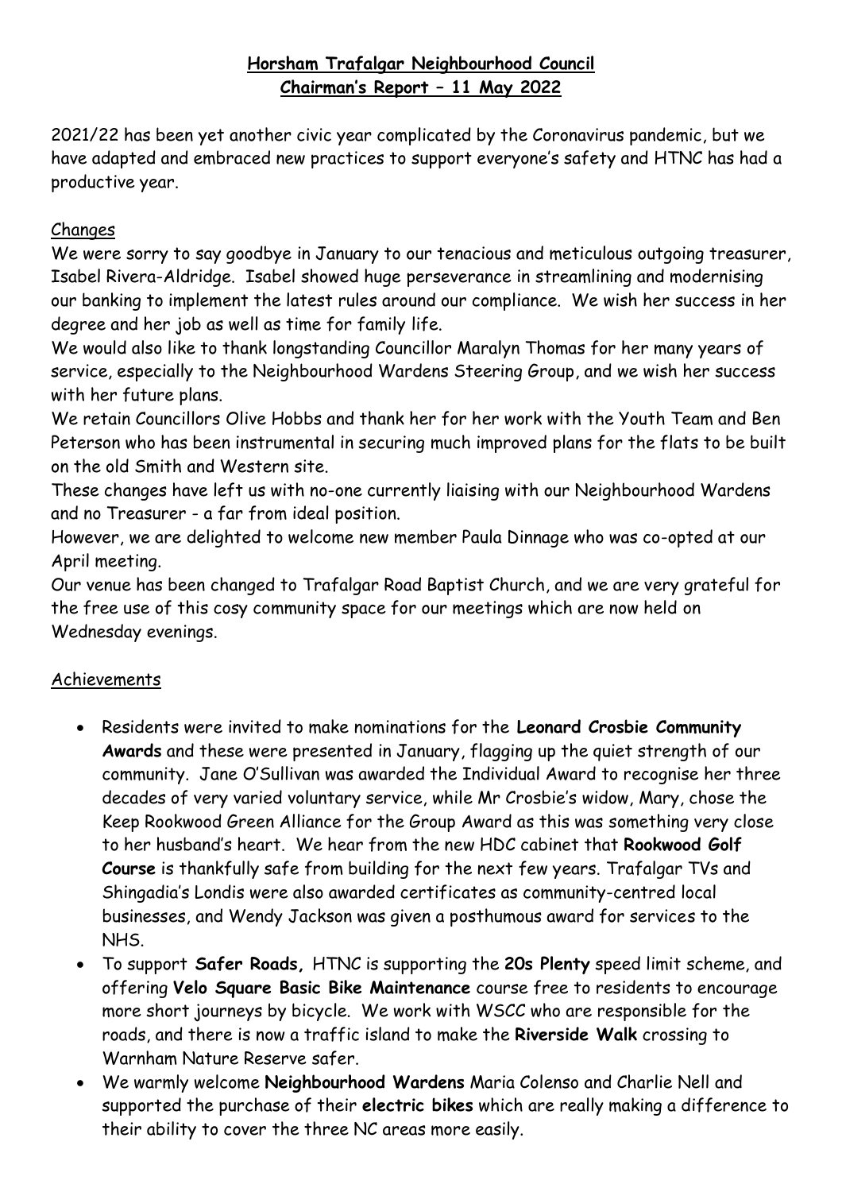# **Horsham Trafalgar Neighbourhood Council**
## **Chairman's Report – 11 May 2022**

2021/22 has been yet another civic year complicated by the Coronavirus pandemic, but we have adapted and embraced new practices to support everyone's safety and HTNC has had a productive year.

### Changes

We were sorry to say goodbye in January to our tenacious and meticulous outgoing treasurer, Isabel Rivera-Aldridge. Isabel showed huge perseverance in streamlining and modernising our banking to implement the latest rules around our compliance. We wish her success in her degree and her job as well as time for family life.

We would also like to thank longstanding Councillor Maralyn Thomas for her many years of service, especially to the Neighbourhood Wardens Steering Group, and we wish her success with her future plans.

We retain Councillors Olive Hobbs and thank her for her work with the Youth Team and Ben Peterson who has been instrumental in securing much improved plans for the flats to be built on the old Smith and Western site.

These changes have left us with no-one currently liaising with our Neighbourhood Wardens and no Treasurer - a far from ideal position.

However, we are delighted to welcome new member Paula Dinnage who was co-opted at our April meeting.

Our venue has been changed to Trafalgar Road Baptist Church, and we are very grateful for the free use of this cosy community space for our meetings which are now held on Wednesday evenings.

### Achievements

- Residents were invited to make nominations for the **Leonard Crosbie Community Awards** and these were presented in January, flagging up the quiet strength of our community. Jane O'Sullivan was awarded the Individual Award to recognise her three decades of very varied voluntary service, while Mr Crosbie's widow, Mary, chose the Keep Rookwood Green Alliance for the Group Award as this was something very close to her husband's heart. We hear from the new HDC cabinet that **Rookwood Golf Course** is thankfully safe from building for the next few years. Trafalgar TVs and Shingadia's Londis were also awarded certificates as community-centred local businesses, and Wendy Jackson was given a posthumous award for services to the NHS.
- To support **Safer Roads,** HTNC is supporting the **20s Plenty** speed limit scheme, and offering **Velo Square Basic Bike Maintenance** course free to residents to encourage more short journeys by bicycle. We work with WSCC who are responsible for the roads, and there is now a traffic island to make the **Riverside Walk** crossing to Warnham Nature Reserve safer.
- We warmly welcome **Neighbourhood Wardens** Maria Colenso and Charlie Nell and supported the purchase of their **electric bikes** which are really making a difference to their ability to cover the three NC areas more easily.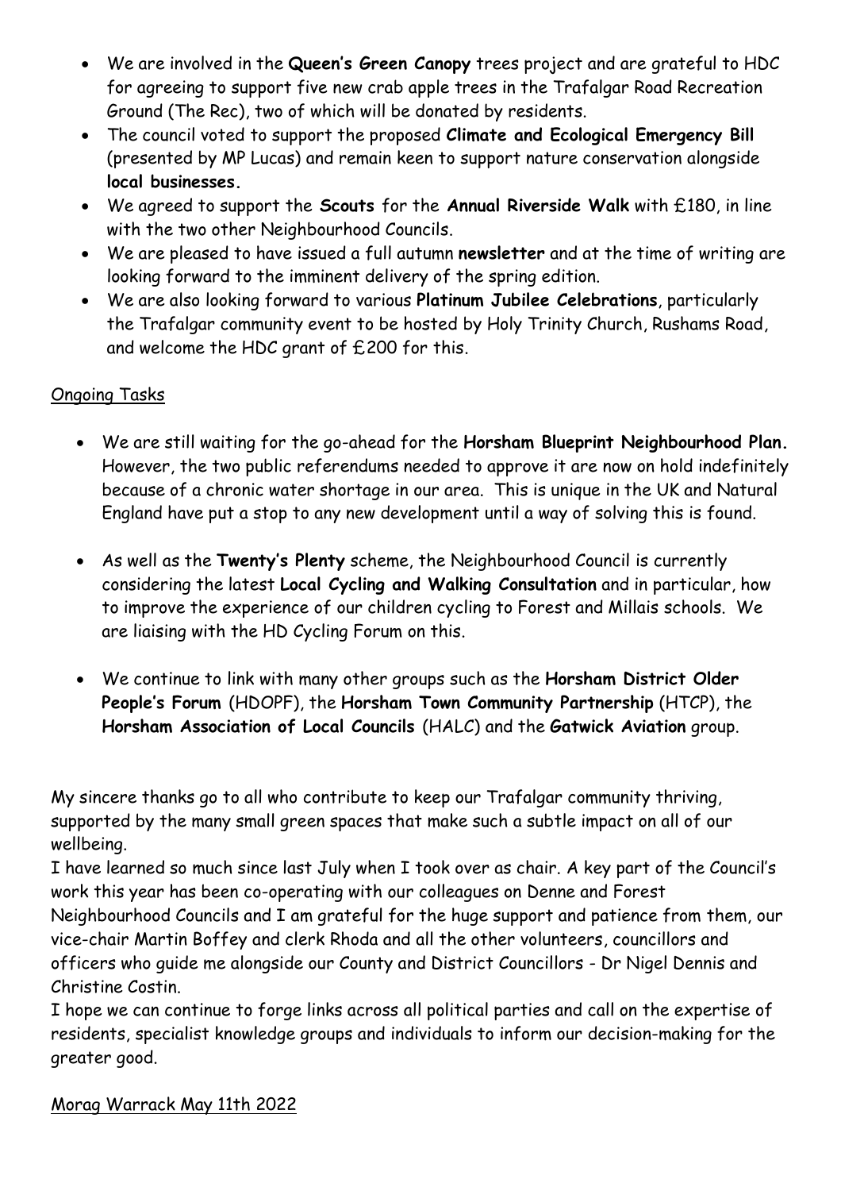- We are involved in the **Queen's Green Canopy** trees project and are grateful to HDC for agreeing to support five new crab apple trees in the Trafalgar Road Recreation Ground (The Rec), two of which will be donated by residents.
- The council voted to support the proposed **Climate and Ecological Emergency Bill** (presented by MP Lucas) and remain keen to support nature conservation alongside **local businesses.**
- We agreed to support the **Scouts** for the **Annual Riverside Walk** with £180, in line with the two other Neighbourhood Councils.
- We are pleased to have issued a full autumn **newsletter** and at the time of writing are looking forward to the imminent delivery of the spring edition.
- We are also looking forward to various **Platinum Jubilee Celebrations**, particularly the Trafalgar community event to be hosted by Holy Trinity Church, Rushams Road, and welcome the HDC grant of £200 for this.

## Ongoing Tasks

- We are still waiting for the go-ahead for the **Horsham Blueprint Neighbourhood Plan.** However, the two public referendums needed to approve it are now on hold indefinitely because of a chronic water shortage in our area. This is unique in the UK and Natural England have put a stop to any new development until a way of solving this is found.

- As well as the **Twenty's Plenty** scheme, the Neighbourhood Council is currently considering the latest **Local Cycling and Walking Consultation** and in particular, how to improve the experience of our children cycling to Forest and Millais schools. We are liaising with the HD Cycling Forum on this.

- We continue to link with many other groups such as the **Horsham District Older People's Forum** (HDOPF), the **Horsham Town Community Partnership** (HTCP), the **Horsham Association of Local Councils** (HALC) and the **Gatwick Aviation** group.

My sincere thanks go to all who contribute to keep our Trafalgar community thriving, supported by the many small green spaces that make such a subtle impact on all of our wellbeing.

I have learned so much since last July when I took over as chair. A key part of the Council's work this year has been co-operating with our colleagues on Denne and Forest Neighbourhood Councils and I am grateful for the huge support and patience from them, our vice-chair Martin Boffey and clerk Rhoda and all the other volunteers, councillors and officers who guide me alongside our County and District Councillors - Dr Nigel Dennis and Christine Costin.

I hope we can continue to forge links across all political parties and call on the expertise of residents, specialist knowledge groups and individuals to inform our decision-making for the greater good.

Morag Warrack May 11th 2022